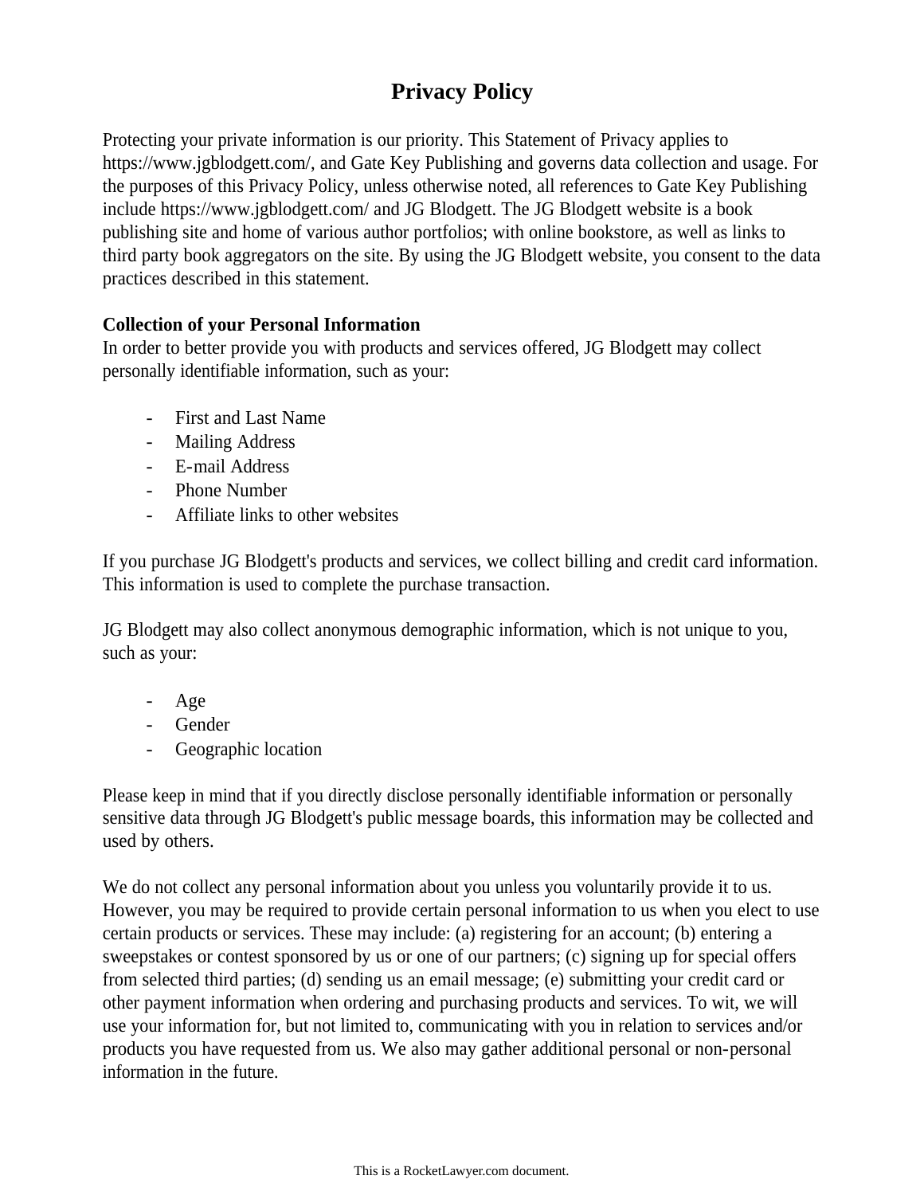# Privacy Policy

Protecting your private information is our priority. This Statement of Privacy applies to https://www.jgblodgett.com/, and Gate Key Publishing and governs data collection and usage. For the purposes of this Privacy Policy, unless otherwise noted, all references to Gate Key Publishing include https://www.jgblodgett.com/ and JG Blodgett. The JG Blodgett website is a book publishing site and home of various author portfolios; with online bookstore, as well as links to third party book aggregators on the site. By using the JG Blodgett website, you consent to the data practices described in this statement.

**Collection of your Personal Information**

In order to better provide you with products and services offered, JG Blodgett may collect personally identifiable information, such as your:

- First and Last Name
- Mailing Address
- E-mail Address
- Phone Number
- Affiliate links to other websites

If you purchase JG Blodgett's products and services, we collect billing and credit card information. This information is used to complete the purchase transaction.

JG Blodgett may also collect anonymous demographic information, which is not unique to you, such as your:

- Age
- Gender
- Geographic location

Please keep in mind that if you directly disclose personally identifiable information or personally sensitive data through JG Blodgett's public message boards, this information may be collected and used by others.

We do not collect any personal information about you unless you voluntarily provide it to us. However, you may be required to provide certain personal information to us when you elect to use certain products or services. These may include: (a) registering for an account; (b) entering a sweepstakes or contest sponsored by us or one of our partners; (c) signing up for special offers from selected third parties; (d) sending us an email message; (e) submitting your credit card or other payment information when ordering and purchasing products and services. To wit, we will use your information for, but not limited to, communicating with you in relation to services and/or products you have requested from us. We also may gather additional personal or non-personal information in the future.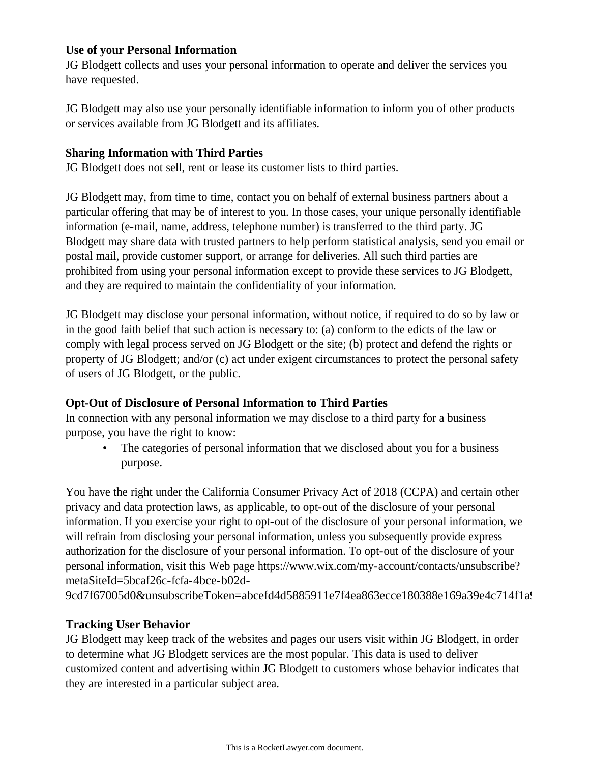**Use of your Personal Information**

JG Blodgett collects and uses your personal information to operate and deliver the services you have requested.

JG Blodgett may also use your personally identifiable information to inform you of other products or services available from JG Blodgett and its affiliates.

**Sharing Information with Third Parties**

JG Blodgett does not sell, rent or lease its customer lists to third parties.

JG Blodgett may, from time to time, contact you on behalf of external business partners about a particular offering that may be of interest to you. In those cases, your unique personally identifiable information (e-mail, name, address, telephone number) is transferred to the third party. JG Blodgett may share data with trusted partners to help perform statistical analysis, send you email or postal mail, provide customer support, or arrange for deliveries. All such third parties are prohibited from using your personal information except to provide these services to JG Blodgett, and they are required to maintain the confidentiality of your information.

JG Blodgett may disclose your personal information, without notice, if required to do so by law or in the good faith belief that such action is necessary to: (a) conform to the edicts of the law or comply with legal process served on JG Blodgett or the site; (b) protect and defend the rights or property of JG Blodgett; and/or (c) act under exigent circumstances to protect the personal safety of users of JG Blodgett, or the public.

**Opt-Out of Disclosure of Personal Information to Third Parties**

In connection with any personal information we may disclose to a third party for a business purpose, you have the right to know:

- The categories of personal information that we disclosed about you for a business purpose.

You have the right under the California Consumer Privacy Act of 2018 (CCPA) and certain other privacy and data protection laws, as applicable, to opt-out of the disclosure of your personal information. If you exercise your right to opt-out of the disclosure of your personal information, we will refrain from disclosing your personal information, unless you subsequently provide express authorization for the disclosure of your personal information. To opt-out of the disclosure of your personal information, visit this Web page https://www.wix.com/my-account/contacts/unsubscribe?metaSiteId=5bcaf26c-fcfa-4bce-b02d-9cd7f67005d0&unsubscribeToken=abcefd4d5885911e7f4ea863ecce180388e169a39e4c714f1a9

**Tracking User Behavior**

JG Blodgett may keep track of the websites and pages our users visit within JG Blodgett, in order to determine what JG Blodgett services are the most popular. This data is used to deliver customized content and advertising within JG Blodgett to customers whose behavior indicates that they are interested in a particular subject area.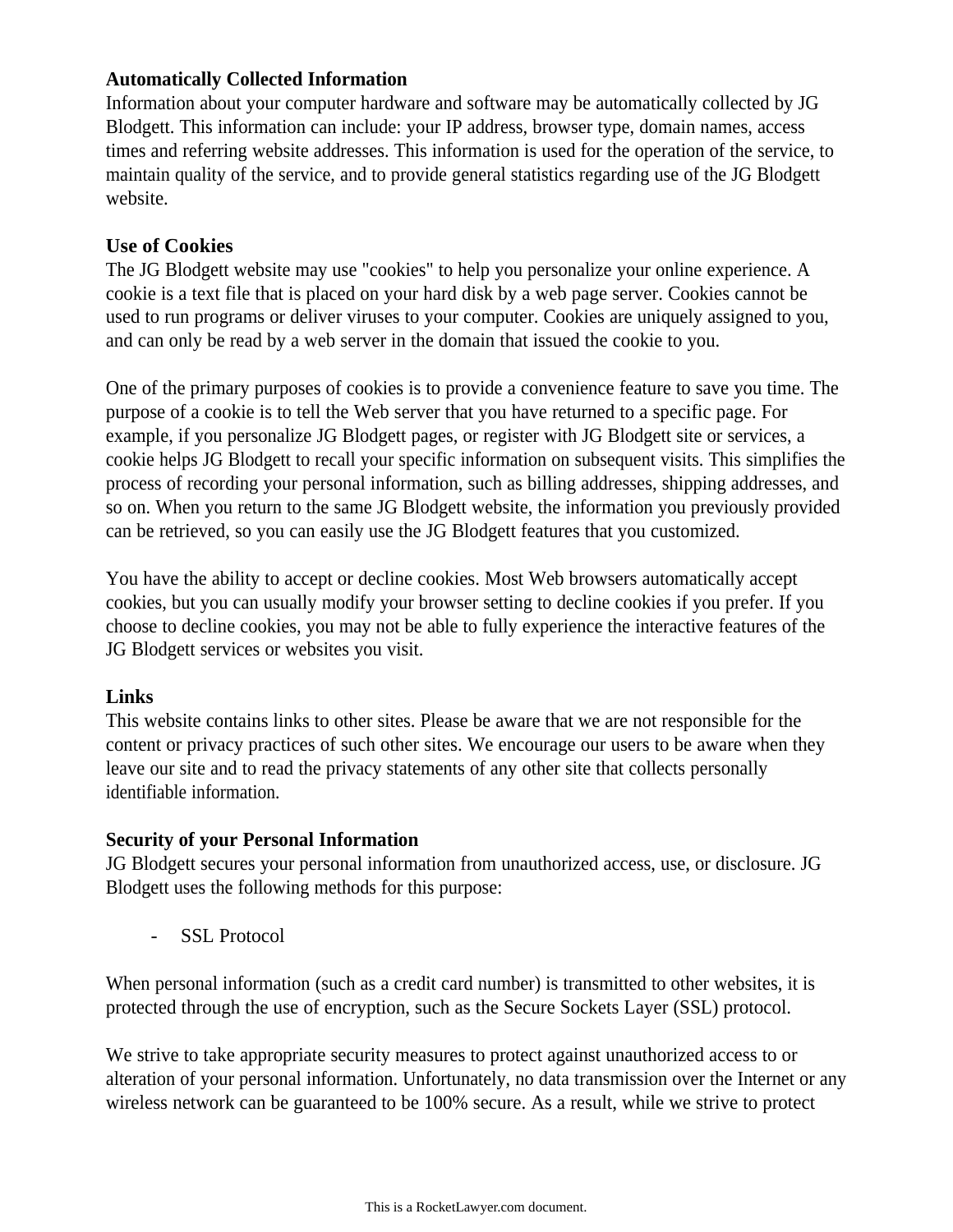**Automatically Collected Information**
Information about your computer hardware and software may be automatically collected by JG Blodgett. This information can include: your IP address, browser type, domain names, access times and referring website addresses. This information is used for the operation of the service, to maintain quality of the service, and to provide general statistics regarding use of the JG Blodgett website.

**Use of Cookies**
The JG Blodgett website may use "cookies" to help you personalize your online experience. A cookie is a text file that is placed on your hard disk by a web page server. Cookies cannot be used to run programs or deliver viruses to your computer. Cookies are uniquely assigned to you, and can only be read by a web server in the domain that issued the cookie to you.

One of the primary purposes of cookies is to provide a convenience feature to save you time. The purpose of a cookie is to tell the Web server that you have returned to a specific page. For example, if you personalize JG Blodgett pages, or register with JG Blodgett site or services, a cookie helps JG Blodgett to recall your specific information on subsequent visits. This simplifies the process of recording your personal information, such as billing addresses, shipping addresses, and so on. When you return to the same JG Blodgett website, the information you previously provided can be retrieved, so you can easily use the JG Blodgett features that you customized.

You have the ability to accept or decline cookies. Most Web browsers automatically accept cookies, but you can usually modify your browser setting to decline cookies if you prefer. If you choose to decline cookies, you may not be able to fully experience the interactive features of the JG Blodgett services or websites you visit.

**Links**
This website contains links to other sites. Please be aware that we are not responsible for the content or privacy practices of such other sites. We encourage our users to be aware when they leave our site and to read the privacy statements of any other site that collects personally identifiable information.

**Security of your Personal Information**
JG Blodgett secures your personal information from unauthorized access, use, or disclosure. JG Blodgett uses the following methods for this purpose:

- SSL Protocol

When personal information (such as a credit card number) is transmitted to other websites, it is protected through the use of encryption, such as the Secure Sockets Layer (SSL) protocol.

We strive to take appropriate security measures to protect against unauthorized access to or alteration of your personal information. Unfortunately, no data transmission over the Internet or any wireless network can be guaranteed to be 100% secure. As a result, while we strive to protect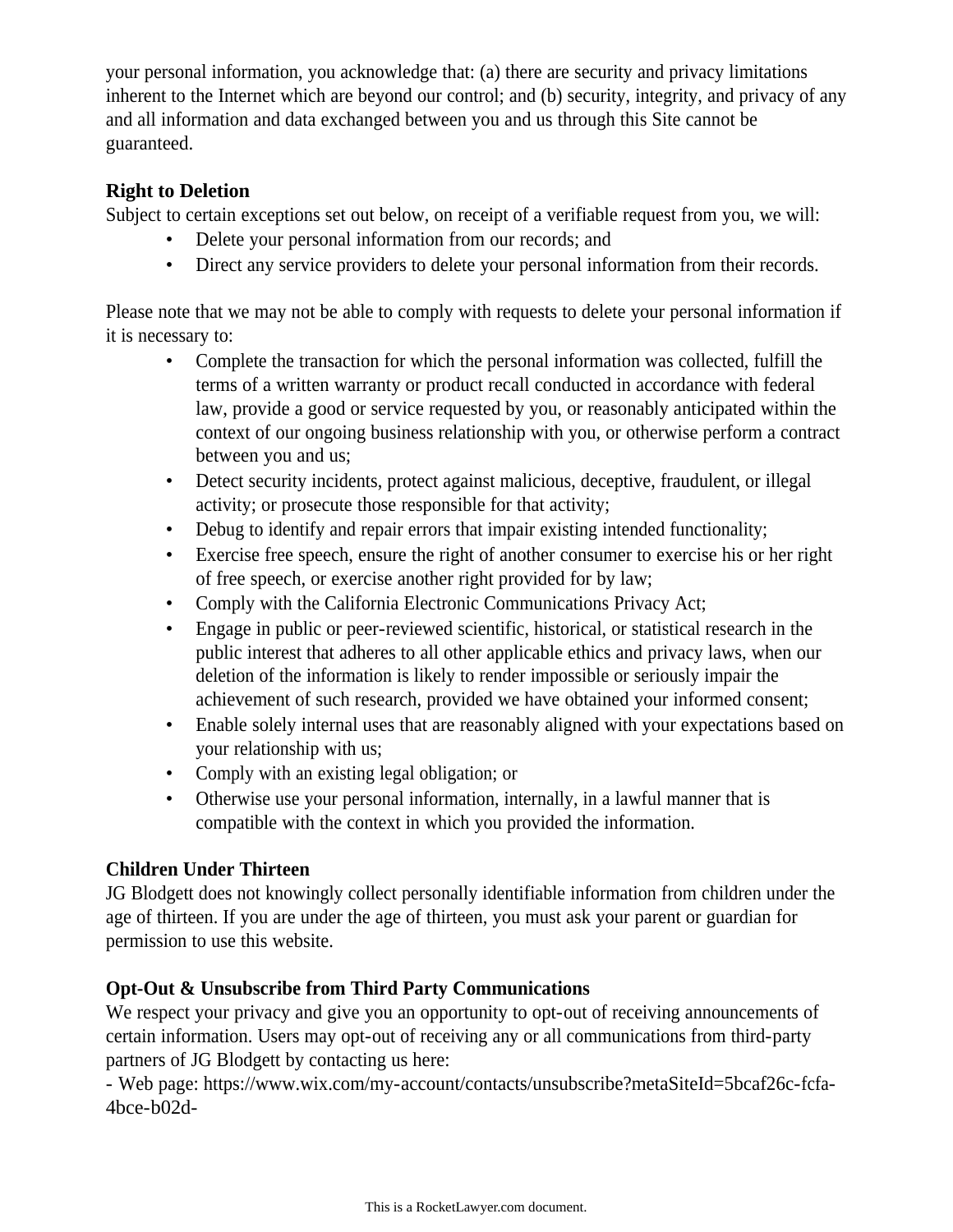your personal information, you acknowledge that: (a) there are security and privacy limitations inherent to the Internet which are beyond our control; and (b) security, integrity, and privacy of any and all information and data exchanged between you and us through this Site cannot be guaranteed.

**Right to Deletion**

Subject to certain exceptions set out below, on receipt of a verifiable request from you, we will:

- Delete your personal information from our records; and
- Direct any service providers to delete your personal information from their records.

Please note that we may not be able to comply with requests to delete your personal information if it is necessary to:

- Complete the transaction for which the personal information was collected, fulfill the terms of a written warranty or product recall conducted in accordance with federal law, provide a good or service requested by you, or reasonably anticipated within the context of our ongoing business relationship with you, or otherwise perform a contract between you and us;
- Detect security incidents, protect against malicious, deceptive, fraudulent, or illegal activity; or prosecute those responsible for that activity;
- Debug to identify and repair errors that impair existing intended functionality;
- Exercise free speech, ensure the right of another consumer to exercise his or her right of free speech, or exercise another right provided for by law;
- Comply with the California Electronic Communications Privacy Act;
- Engage in public or peer-reviewed scientific, historical, or statistical research in the public interest that adheres to all other applicable ethics and privacy laws, when our deletion of the information is likely to render impossible or seriously impair the achievement of such research, provided we have obtained your informed consent;
- Enable solely internal uses that are reasonably aligned with your expectations based on your relationship with us;
- Comply with an existing legal obligation; or
- Otherwise use your personal information, internally, in a lawful manner that is compatible with the context in which you provided the information.

**Children Under Thirteen**

JG Blodgett does not knowingly collect personally identifiable information from children under the age of thirteen. If you are under the age of thirteen, you must ask your parent or guardian for permission to use this website.

**Opt-Out & Unsubscribe from Third Party Communications**

We respect your privacy and give you an opportunity to opt-out of receiving announcements of certain information. Users may opt-out of receiving any or all communications from third-party partners of JG Blodgett by contacting us here:

- Web page: https://www.wix.com/my-account/contacts/unsubscribe?metaSiteId=5bcaf26c-fcfa-4bce-b02d-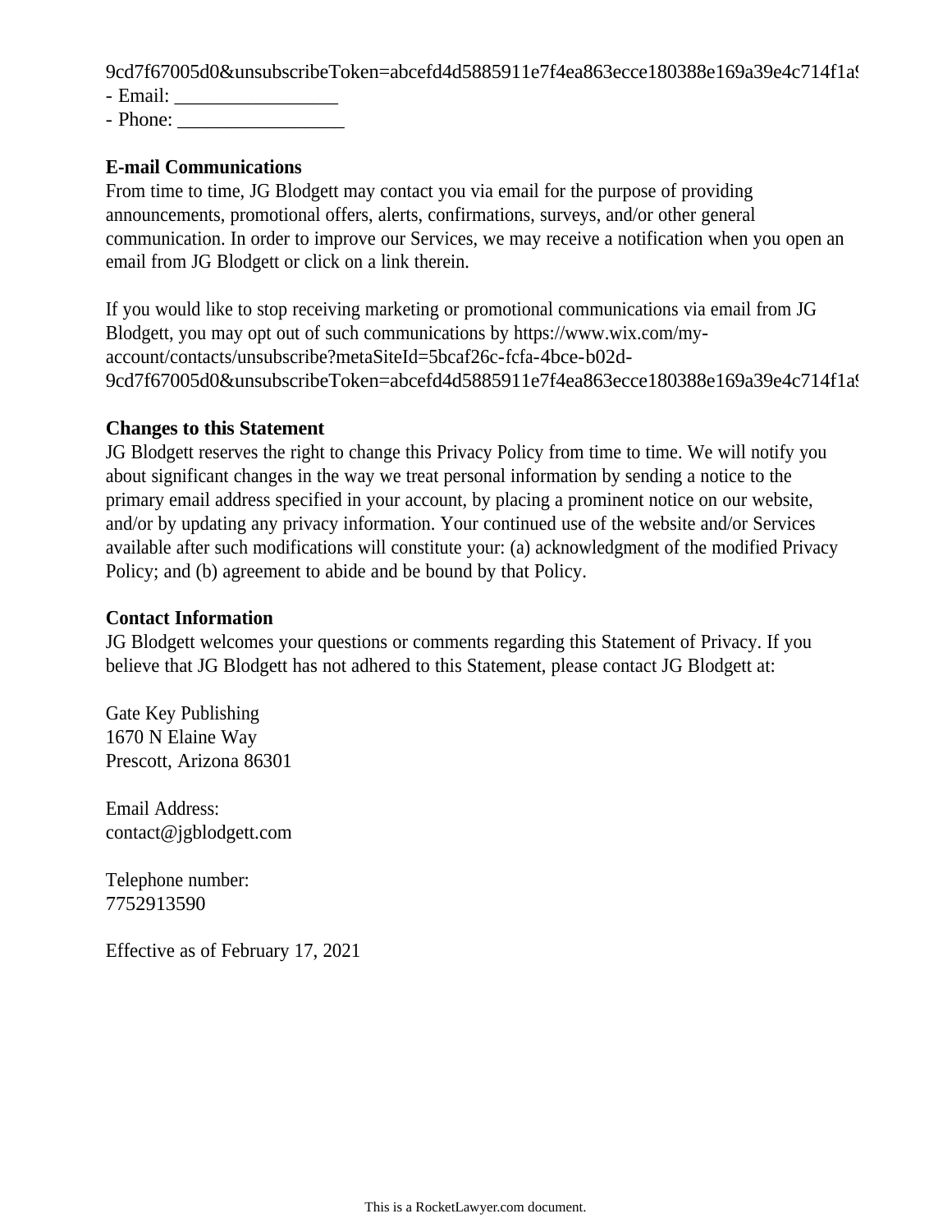9cd7f67005d0&unsubscribeToken=abcefd4d5885911e7f4ea863ecce180388e169a39e4c714f1a9
- Email: _________________
- Phone: _________________

**E-mail Communications**

From time to time, JG Blodgett may contact you via email for the purpose of providing announcements, promotional offers, alerts, confirmations, surveys, and/or other general communication. In order to improve our Services, we may receive a notification when you open an email from JG Blodgett or click on a link therein.

If you would like to stop receiving marketing or promotional communications via email from JG Blodgett, you may opt out of such communications by https://www.wix.com/my-account/contacts/unsubscribe?metaSiteId=5bcaf26c-fcfa-4bce-b02d-9cd7f67005d0&unsubscribeToken=abcefd4d5885911e7f4ea863ecce180388e169a39e4c714f1a9

**Changes to this Statement**

JG Blodgett reserves the right to change this Privacy Policy from time to time. We will notify you about significant changes in the way we treat personal information by sending a notice to the primary email address specified in your account, by placing a prominent notice on our website, and/or by updating any privacy information. Your continued use of the website and/or Services available after such modifications will constitute your: (a) acknowledgment of the modified Privacy Policy; and (b) agreement to abide and be bound by that Policy.

**Contact Information**

JG Blodgett welcomes your questions or comments regarding this Statement of Privacy. If you believe that JG Blodgett has not adhered to this Statement, please contact JG Blodgett at:

Gate Key Publishing
1670 N Elaine Way
Prescott, Arizona 86301

Email Address:
contact@jgblodgett.com

Telephone number:
7752913590

Effective as of February 17, 2021